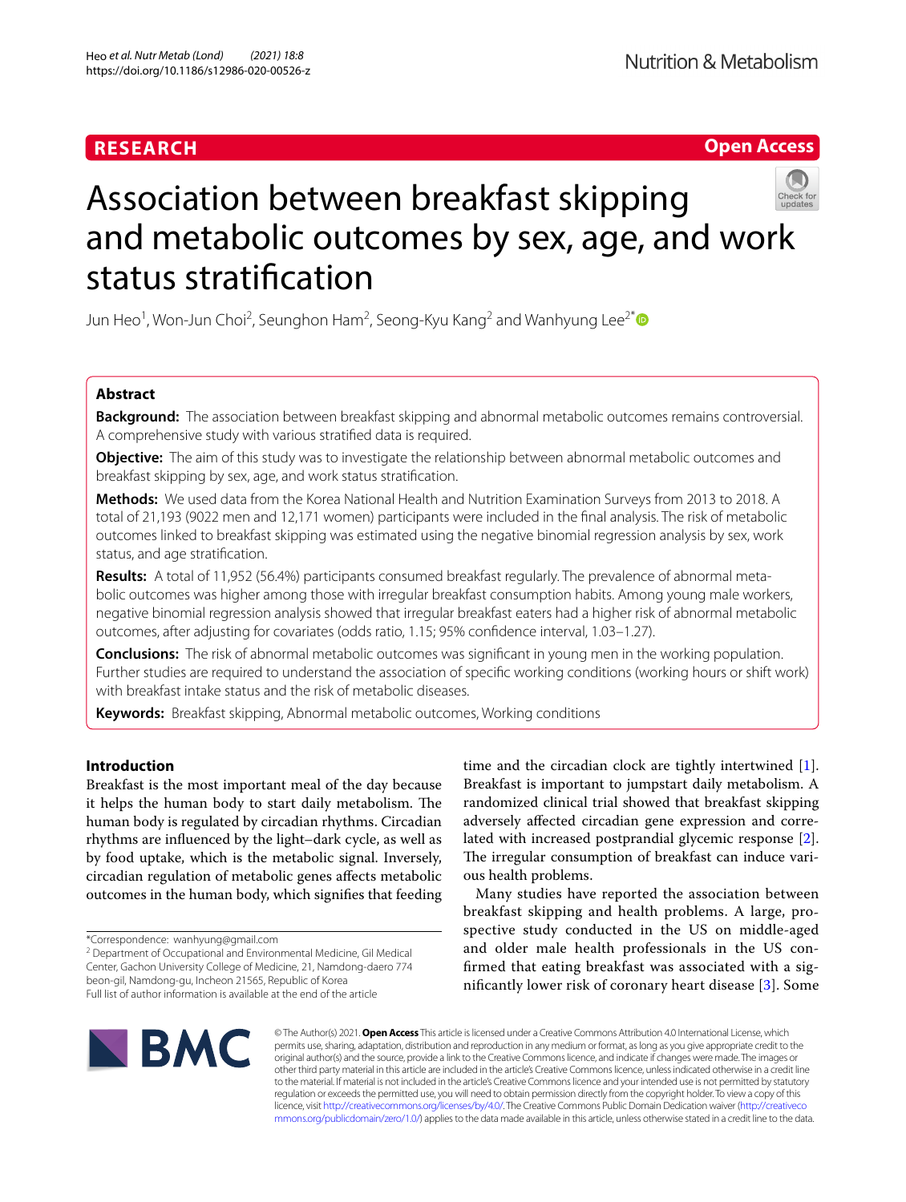RESEARCH

Open Access

# Association between breakfast skipping and metabolic outcomes by sex, age, and work status stratification

Jun Heo[1], Won-Jun Choi[2], Seunghon Ham[2], Seong-Kyu Kang[2] and Wanhyung Lee[2*]

## Abstract

**Background:** The association between breakfast skipping and abnormal metabolic outcomes remains controversial. A comprehensive study with various stratified data is required.

**Objective:** The aim of this study was to investigate the relationship between abnormal metabolic outcomes and breakfast skipping by sex, age, and work status stratification.

**Methods:** We used data from the Korea National Health and Nutrition Examination Surveys from 2013 to 2018. A total of 21,193 (9022 men and 12,171 women) participants were included in the final analysis. The risk of metabolic outcomes linked to breakfast skipping was estimated using the negative binomial regression analysis by sex, work status, and age stratification.

**Results:** A total of 11,952 (56.4%) participants consumed breakfast regularly. The prevalence of abnormal metabolic outcomes was higher among those with irregular breakfast consumption habits. Among young male workers, negative binomial regression analysis showed that irregular breakfast eaters had a higher risk of abnormal metabolic outcomes, after adjusting for covariates (odds ratio, 1.15; 95% confidence interval, 1.03–1.27).

**Conclusions:** The risk of abnormal metabolic outcomes was significant in young men in the working population. Further studies are required to understand the association of specific working conditions (working hours or shift work) with breakfast intake status and the risk of metabolic diseases.

**Keywords:** Breakfast skipping, Abnormal metabolic outcomes, Working conditions

## Introduction

Breakfast is the most important meal of the day because it helps the human body to start daily metabolism. The human body is regulated by circadian rhythms. Circadian rhythms are influenced by the light–dark cycle, as well as by food uptake, which is the metabolic signal. Inversely, circadian regulation of metabolic genes affects metabolic outcomes in the human body, which signifies that feeding time and the circadian clock are tightly intertwined [1]. Breakfast is important to jumpstart daily metabolism. A randomized clinical trial showed that breakfast skipping adversely affected circadian gene expression and correlated with increased postprandial glycemic response [2]. The irregular consumption of breakfast can induce various health problems.

Many studies have reported the association between breakfast skipping and health problems. A large, prospective study conducted in the US on middle-aged and older male health professionals in the US confirmed that eating breakfast was associated with a significantly lower risk of coronary heart disease [3]. Some

*Correspondence: wanhyung@gmail.com
[2] Department of Occupational and Environmental Medicine, Gil Medical Center, Gachon University College of Medicine, 21, Namdong-daero 774 beon-gil, Namdong-gu, Incheon 21565, Republic of Korea
Full list of author information is available at the end of the article

© The Author(s) 2021. **Open Access** This article is licensed under a Creative Commons Attribution 4.0 International License, which permits use, sharing, adaptation, distribution and reproduction in any medium or format, as long as you give appropriate credit to the original author(s) and the source, provide a link to the Creative Commons licence, and indicate if changes were made. The images or other third party material in this article are included in the article's Creative Commons licence, unless indicated otherwise in a credit line to the material. If material is not included in the article's Creative Commons licence and your intended use is not permitted by statutory regulation or exceeds the permitted use, you will need to obtain permission directly from the copyright holder. To view a copy of this licence, visit http://creativecommons.org/licenses/by/4.0/. The Creative Commons Public Domain Dedication waiver (http://creativecommons.org/publicdomain/zero/1.0/) applies to the data made available in this article, unless otherwise stated in a credit line to the data.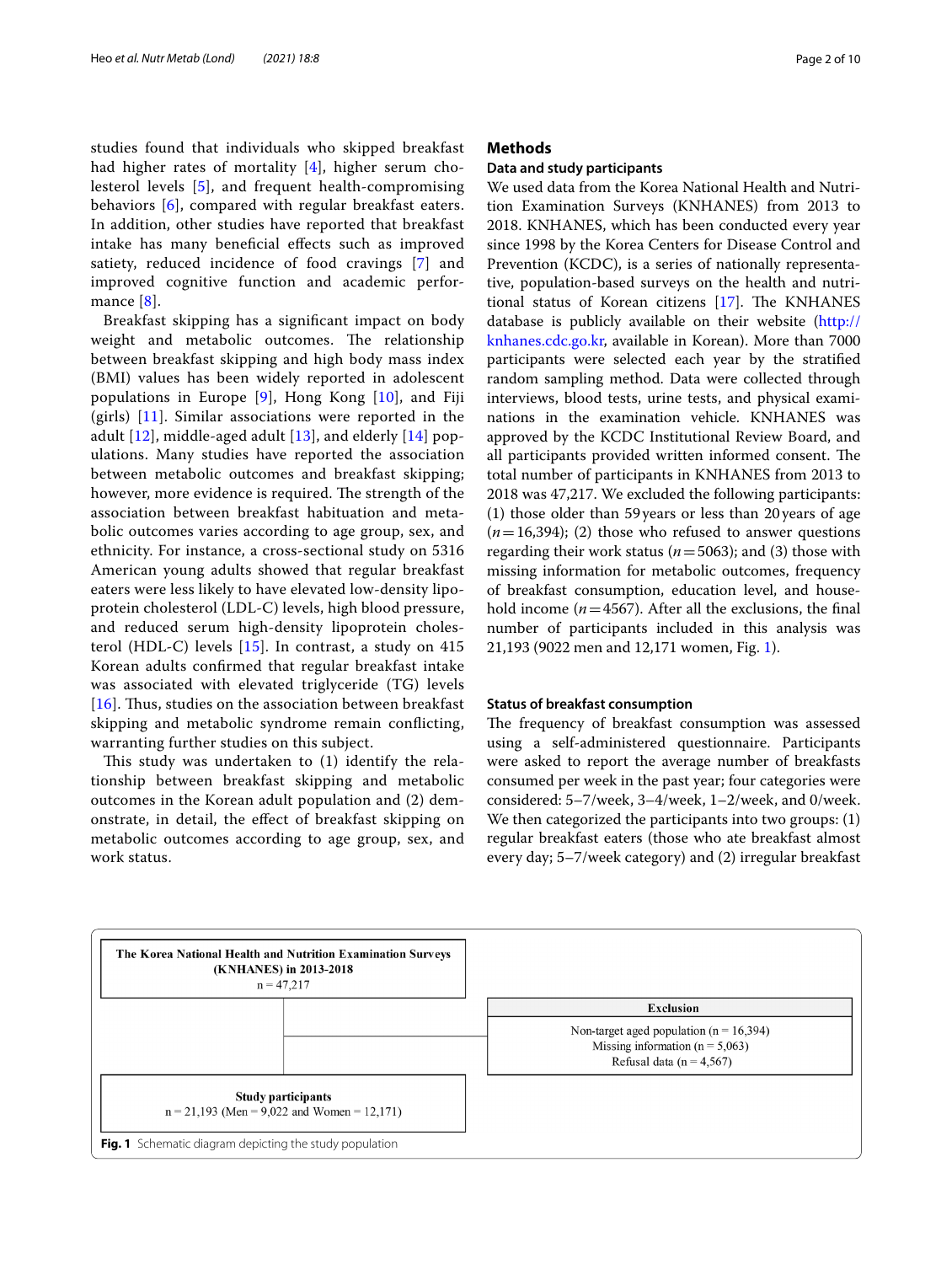studies found that individuals who skipped breakfast had higher rates of mortality [4], higher serum cholesterol levels [5], and frequent health-compromising behaviors [6], compared with regular breakfast eaters. In addition, other studies have reported that breakfast intake has many beneficial effects such as improved satiety, reduced incidence of food cravings [7] and improved cognitive function and academic performance [8].

Breakfast skipping has a significant impact on body weight and metabolic outcomes. The relationship between breakfast skipping and high body mass index (BMI) values has been widely reported in adolescent populations in Europe [9], Hong Kong [10], and Fiji (girls) [11]. Similar associations were reported in the adult [12], middle-aged adult [13], and elderly [14] populations. Many studies have reported the association between metabolic outcomes and breakfast skipping; however, more evidence is required. The strength of the association between breakfast habituation and metabolic outcomes varies according to age group, sex, and ethnicity. For instance, a cross-sectional study on 5316 American young adults showed that regular breakfast eaters were less likely to have elevated low-density lipoprotein cholesterol (LDL-C) levels, high blood pressure, and reduced serum high-density lipoprotein cholesterol (HDL-C) levels [15]. In contrast, a study on 415 Korean adults confirmed that regular breakfast intake was associated with elevated triglyceride (TG) levels [16]. Thus, studies on the association between breakfast skipping and metabolic syndrome remain conflicting, warranting further studies on this subject.

This study was undertaken to (1) identify the relationship between breakfast skipping and metabolic outcomes in the Korean adult population and (2) demonstrate, in detail, the effect of breakfast skipping on metabolic outcomes according to age group, sex, and work status.

## Methods

### Data and study participants

We used data from the Korea National Health and Nutrition Examination Surveys (KNHANES) from 2013 to 2018. KNHANES, which has been conducted every year since 1998 by the Korea Centers for Disease Control and Prevention (KCDC), is a series of nationally representative, population-based surveys on the health and nutritional status of Korean citizens [17]. The KNHANES database is publicly available on their website (http://knhanes.cdc.go.kr, available in Korean). More than 7000 participants were selected each year by the stratified random sampling method. Data were collected through interviews, blood tests, urine tests, and physical examinations in the examination vehicle. KNHANES was approved by the KCDC Institutional Review Board, and all participants provided written informed consent. The total number of participants in KNHANES from 2013 to 2018 was 47,217. We excluded the following participants: (1) those older than 59 years or less than 20 years of age ($n = 16,394$); (2) those who refused to answer questions regarding their work status ($n = 5063$); and (3) those with missing information for metabolic outcomes, frequency of breakfast consumption, education level, and household income ($n = 4567$). After all the exclusions, the final number of participants included in this analysis was 21,193 (9022 men and 12,171 women, Fig. 1).

### Status of breakfast consumption

The frequency of breakfast consumption was assessed using a self-administered questionnaire. Participants were asked to report the average number of breakfasts consumed per week in the past year; four categories were considered: 5–7/week, 3–4/week, 1–2/week, and 0/week. We then categorized the participants into two groups: (1) regular breakfast eaters (those who ate breakfast almost every day; 5–7/week category) and (2) irregular breakfast

**The Korea National Health and Nutrition Examination Surveys (KNHANES) in 2013-2018**
n = 47,217

**Exclusion**
Non-target aged population (n = 16,394)
Missing information (n = 5,063)
Refusal data (n = 4,567)

**Study participants**
n = 21,193 (Men = 9,022 and Women = 12,171)

**Fig. 1** Schematic diagram depicting the study population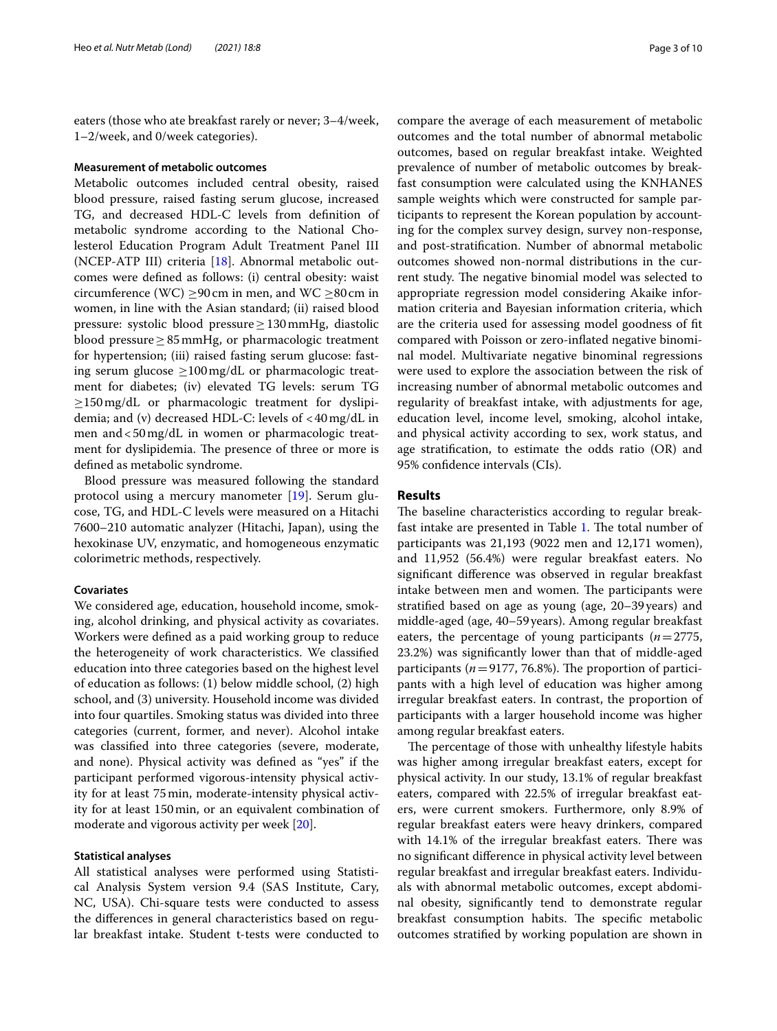eaters (those who ate breakfast rarely or never; 3–4/week, 1–2/week, and 0/week categories).

### Measurement of metabolic outcomes

Metabolic outcomes included central obesity, raised blood pressure, raised fasting serum glucose, increased TG, and decreased HDL-C levels from definition of metabolic syndrome according to the National Cholesterol Education Program Adult Treatment Panel III (NCEP-ATP III) criteria [18]. Abnormal metabolic outcomes were defined as follows: (i) central obesity: waist circumference (WC) $\geq$90 cm in men, and WC $\geq$80 cm in women, in line with the Asian standard; (ii) raised blood pressure: systolic blood pressure $\geq$ 130 mmHg, diastolic blood pressure $\geq$ 85 mmHg, or pharmacologic treatment for hypertension; (iii) raised fasting serum glucose: fasting serum glucose $\geq$100 mg/dL or pharmacologic treatment for diabetes; (iv) elevated TG levels: serum TG $\geq$150 mg/dL or pharmacologic treatment for dyslipidemia; and (v) decreased HDL-C: levels of < 40 mg/dL in men and < 50 mg/dL in women or pharmacologic treatment for dyslipidemia. The presence of three or more is defined as metabolic syndrome.

Blood pressure was measured following the standard protocol using a mercury manometer [19]. Serum glucose, TG, and HDL-C levels were measured on a Hitachi 7600–210 automatic analyzer (Hitachi, Japan), using the hexokinase UV, enzymatic, and homogeneous enzymatic colorimetric methods, respectively.

### Covariates

We considered age, education, household income, smoking, alcohol drinking, and physical activity as covariates. Workers were defined as a paid working group to reduce the heterogeneity of work characteristics. We classified education into three categories based on the highest level of education as follows: (1) below middle school, (2) high school, and (3) university. Household income was divided into four quartiles. Smoking status was divided into three categories (current, former, and never). Alcohol intake was classified into three categories (severe, moderate, and none). Physical activity was defined as "yes" if the participant performed vigorous-intensity physical activity for at least 75 min, moderate-intensity physical activity for at least 150 min, or an equivalent combination of moderate and vigorous activity per week [20].

### Statistical analyses

All statistical analyses were performed using Statistical Analysis System version 9.4 (SAS Institute, Cary, NC, USA). Chi-square tests were conducted to assess the differences in general characteristics based on regular breakfast intake. Student t-tests were conducted to compare the average of each measurement of metabolic outcomes and the total number of abnormal metabolic outcomes, based on regular breakfast intake. Weighted prevalence of number of metabolic outcomes by breakfast consumption were calculated using the KNHANES sample weights which were constructed for sample participants to represent the Korean population by accounting for the complex survey design, survey non-response, and post-stratification. Number of abnormal metabolic outcomes showed non-normal distributions in the current study. The negative binomial model was selected to appropriate regression model considering Akaike information criteria and Bayesian information criteria, which are the criteria used for assessing model goodness of fit compared with Poisson or zero-inflated negative binominal model. Multivariate negative binominal regressions were used to explore the association between the risk of increasing number of abnormal metabolic outcomes and regularity of breakfast intake, with adjustments for age, education level, income level, smoking, alcohol intake, and physical activity according to sex, work status, and age stratification, to estimate the odds ratio (OR) and 95% confidence intervals (CIs).

## Results

The baseline characteristics according to regular breakfast intake are presented in Table 1. The total number of participants was 21,193 (9022 men and 12,171 women), and 11,952 (56.4%) were regular breakfast eaters. No significant difference was observed in regular breakfast intake between men and women. The participants were stratified based on age as young (age, 20–39 years) and middle-aged (age, 40–59 years). Among regular breakfast eaters, the percentage of young participants ($n = 2775$, 23.2%) was significantly lower than that of middle-aged participants ($n = 9177$, 76.8%). The proportion of participants with a high level of education was higher among irregular breakfast eaters. In contrast, the proportion of participants with a larger household income was higher among regular breakfast eaters.

The percentage of those with unhealthy lifestyle habits was higher among irregular breakfast eaters, except for physical activity. In our study, 13.1% of regular breakfast eaters, compared with 22.5% of irregular breakfast eaters, were current smokers. Furthermore, only 8.9% of regular breakfast eaters were heavy drinkers, compared with 14.1% of the irregular breakfast eaters. There was no significant difference in physical activity level between regular breakfast and irregular breakfast eaters. Individuals with abnormal metabolic outcomes, except abdominal obesity, significantly tend to demonstrate regular breakfast consumption habits. The specific metabolic outcomes stratified by working population are shown in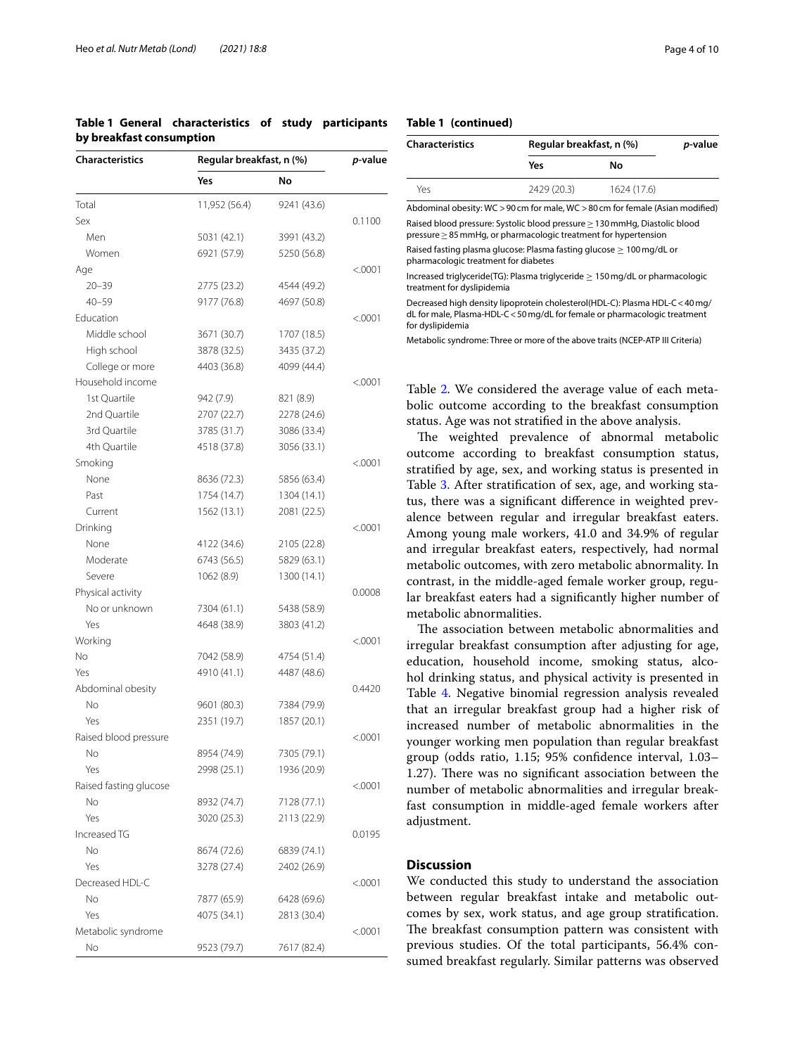**Table 1 General characteristics of study participants by breakfast consumption**

| Characteristics | Regular breakfast, n (%) | | *p*-value |
|---|---|---|---|
| | Yes | No | |
| Total | 11,952 (56.4) | 9241 (43.6) | |
| Sex | | | 0.1100 |
| Men | 5031 (42.1) | 3991 (43.2) | |
| Women | 6921 (57.9) | 5250 (56.8) | |
| Age | | | <.0001 |
| 20–39 | 2775 (23.2) | 4544 (49.2) | |
| 40–59 | 9177 (76.8) | 4697 (50.8) | |
| Education | | | <.0001 |
| Middle school | 3671 (30.7) | 1707 (18.5) | |
| High school | 3878 (32.5) | 3435 (37.2) | |
| College or more | 4403 (36.8) | 4099 (44.4) | |
| Household income | | | <.0001 |
| 1st Quartile | 942 (7.9) | 821 (8.9) | |
| 2nd Quartile | 2707 (22.7) | 2278 (24.6) | |
| 3rd Quartile | 3785 (31.7) | 3086 (33.4) | |
| 4th Quartile | 4518 (37.8) | 3056 (33.1) | |
| Smoking | | | <.0001 |
| None | 8636 (72.3) | 5856 (63.4) | |
| Past | 1754 (14.7) | 1304 (14.1) | |
| Current | 1562 (13.1) | 2081 (22.5) | |
| Drinking | | | <.0001 |
| None | 4122 (34.6) | 2105 (22.8) | |
| Moderate | 6743 (56.5) | 5829 (63.1) | |
| Severe | 1062 (8.9) | 1300 (14.1) | |
| Physical activity | | | 0.0008 |
| No or unknown | 7304 (61.1) | 5438 (58.9) | |
| Yes | 4648 (38.9) | 3803 (41.2) | |
| Working | | | <.0001 |
| No | 7042 (58.9) | 4754 (51.4) | |
| Yes | 4910 (41.1) | 4487 (48.6) | |
| Abdominal obesity | | | 0.4420 |
| No | 9601 (80.3) | 7384 (79.9) | |
| Yes | 2351 (19.7) | 1857 (20.1) | |
| Raised blood pressure | | | <.0001 |
| No | 8954 (74.9) | 7305 (79.1) | |
| Yes | 2998 (25.1) | 1936 (20.9) | |
| Raised fasting glucose | | | <.0001 |
| No | 8932 (74.7) | 7128 (77.1) | |
| Yes | 3020 (25.3) | 2113 (22.9) | |
| Increased TG | | | 0.0195 |
| No | 8674 (72.6) | 6839 (74.1) | |
| Yes | 3278 (27.4) | 2402 (26.9) | |
| Decreased HDL-C | | | <.0001 |
| No | 7877 (65.9) | 6428 (69.6) | |
| Yes | 4075 (34.1) | 2813 (30.4) | |
| Metabolic syndrome | | | <.0001 |
| No | 9523 (79.7) | 7617 (82.4) | |
| Yes | 2429 (20.3) | 1624 (17.6) | |

Abdominal obesity: WC > 90 cm for male, WC > 80 cm for female (Asian modified)

Raised blood pressure: Systolic blood pressure ≥ 130 mmHg, Diastolic blood pressure ≥ 85 mmHg, or pharmacologic treatment for hypertension

Raised fasting plasma glucose: Plasma fasting glucose ≥ 100 mg/dL or pharmacologic treatment for diabetes

Increased triglyceride(TG): Plasma triglyceride ≥ 150 mg/dL or pharmacologic treatment for dyslipidemia

Decreased high density lipoprotein cholesterol(HDL-C): Plasma HDL-C < 40 mg/dL for male, Plasma-HDL-C < 50 mg/dL for female or pharmacologic treatment for dyslipidemia

Metabolic syndrome: Three or more of the above traits (NCEP-ATP III Criteria)

Table 2. We considered the average value of each metabolic outcome according to the breakfast consumption status. Age was not stratified in the above analysis.

The weighted prevalence of abnormal metabolic outcome according to breakfast consumption status, stratified by age, sex, and working status is presented in Table 3. After stratification of sex, age, and working status, there was a significant difference in weighted prevalence between regular and irregular breakfast eaters. Among young male workers, 41.0 and 34.9% of regular and irregular breakfast eaters, respectively, had normal metabolic outcomes, with zero metabolic abnormality. In contrast, in the middle-aged female worker group, regular breakfast eaters had a significantly higher number of metabolic abnormalities.

The association between metabolic abnormalities and irregular breakfast consumption after adjusting for age, education, household income, smoking status, alcohol drinking status, and physical activity is presented in Table 4. Negative binomial regression analysis revealed that an irregular breakfast group had a higher risk of increased number of metabolic abnormalities in the younger working men population than regular breakfast group (odds ratio, 1.15; 95% confidence interval, 1.03–1.27). There was no significant association between the number of metabolic abnormalities and irregular breakfast consumption in middle-aged female workers after adjustment.

## Discussion

We conducted this study to understand the association between regular breakfast intake and metabolic outcomes by sex, work status, and age group stratification. The breakfast consumption pattern was consistent with previous studies. Of the total participants, 56.4% consumed breakfast regularly. Similar patterns was observed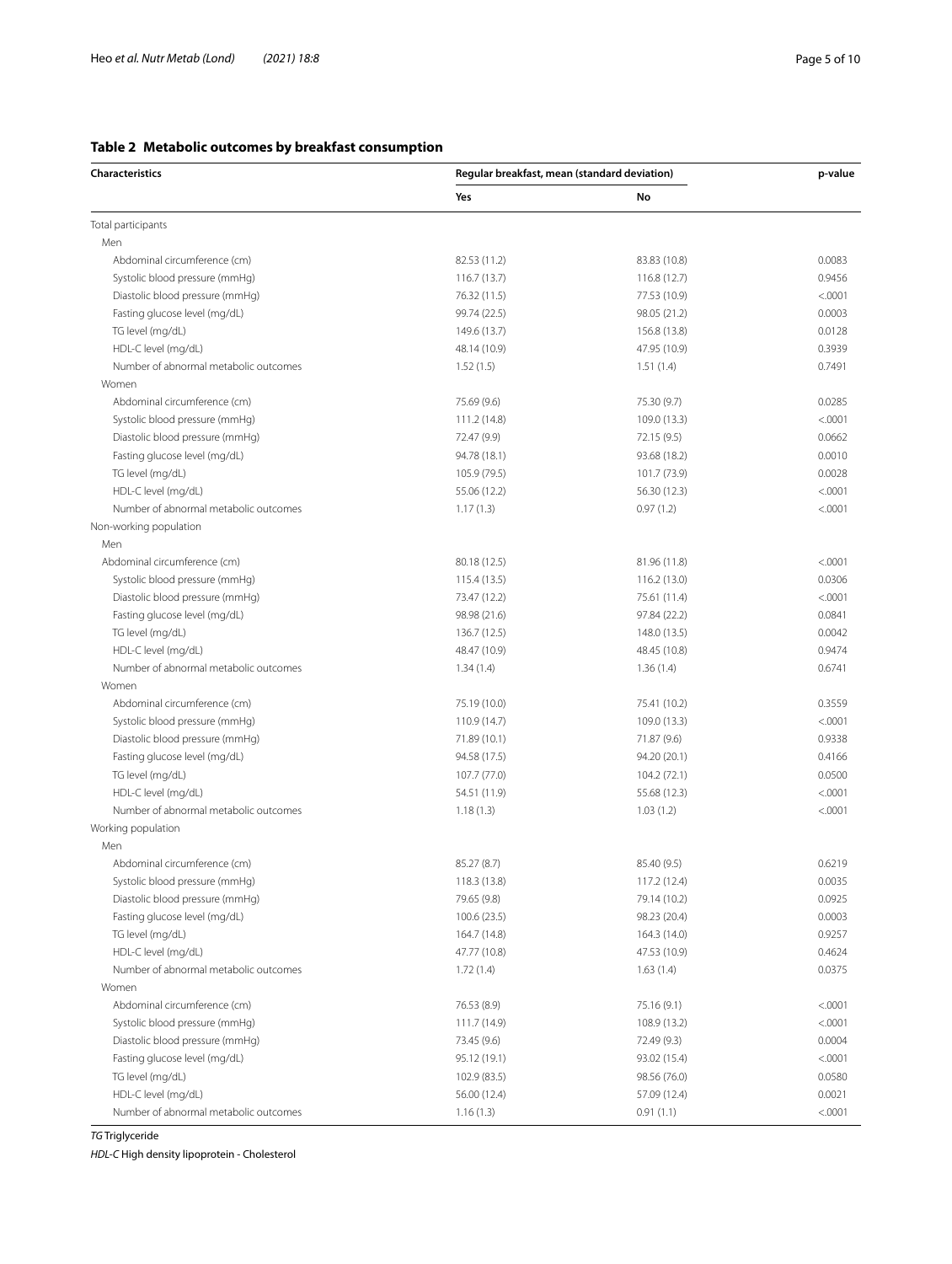**Table 2 Metabolic outcomes by breakfast consumption**

| Characteristics | Regular breakfast, mean (standard deviation) | | p-value |
|---|---|---|---|
| | Yes | No | |
| Total participants | | | |
| Men | | | |
| Abdominal circumference (cm) | 82.53 (11.2) | 83.83 (10.8) | 0.0083 |
| Systolic blood pressure (mmHg) | 116.7 (13.7) | 116.8 (12.7) | 0.9456 |
| Diastolic blood pressure (mmHg) | 76.32 (11.5) | 77.53 (10.9) | <.0001 |
| Fasting glucose level (mg/dL) | 99.74 (22.5) | 98.05 (21.2) | 0.0003 |
| TG level (mg/dL) | 149.6 (13.7) | 156.8 (13.8) | 0.0128 |
| HDL-C level (mg/dL) | 48.14 (10.9) | 47.95 (10.9) | 0.3939 |
| Number of abnormal metabolic outcomes | 1.52 (1.5) | 1.51 (1.4) | 0.7491 |
| Women | | | |
| Abdominal circumference (cm) | 75.69 (9.6) | 75.30 (9.7) | 0.0285 |
| Systolic blood pressure (mmHg) | 111.2 (14.8) | 109.0 (13.3) | <.0001 |
| Diastolic blood pressure (mmHg) | 72.47 (9.9) | 72.15 (9.5) | 0.0662 |
| Fasting glucose level (mg/dL) | 94.78 (18.1) | 93.68 (18.2) | 0.0010 |
| TG level (mg/dL) | 105.9 (79.5) | 101.7 (73.9) | 0.0028 |
| HDL-C level (mg/dL) | 55.06 (12.2) | 56.30 (12.3) | <.0001 |
| Number of abnormal metabolic outcomes | 1.17 (1.3) | 0.97 (1.2) | <.0001 |
| Non-working population | | | |
| Men | | | |
| Abdominal circumference (cm) | 80.18 (12.5) | 81.96 (11.8) | <.0001 |
| Systolic blood pressure (mmHg) | 115.4 (13.5) | 116.2 (13.0) | 0.0306 |
| Diastolic blood pressure (mmHg) | 73.47 (12.2) | 75.61 (11.4) | <.0001 |
| Fasting glucose level (mg/dL) | 98.98 (21.6) | 97.84 (22.2) | 0.0841 |
| TG level (mg/dL) | 136.7 (12.5) | 148.0 (13.5) | 0.0042 |
| HDL-C level (mg/dL) | 48.47 (10.9) | 48.45 (10.8) | 0.9474 |
| Number of abnormal metabolic outcomes | 1.34 (1.4) | 1.36 (1.4) | 0.6741 |
| Women | | | |
| Abdominal circumference (cm) | 75.19 (10.0) | 75.41 (10.2) | 0.3559 |
| Systolic blood pressure (mmHg) | 110.9 (14.7) | 109.0 (13.3) | <.0001 |
| Diastolic blood pressure (mmHg) | 71.89 (10.1) | 71.87 (9.6) | 0.9338 |
| Fasting glucose level (mg/dL) | 94.58 (17.5) | 94.20 (20.1) | 0.4166 |
| TG level (mg/dL) | 107.7 (77.0) | 104.2 (72.1) | 0.0500 |
| HDL-C level (mg/dL) | 54.51 (11.9) | 55.68 (12.3) | <.0001 |
| Number of abnormal metabolic outcomes | 1.18 (1.3) | 1.03 (1.2) | <.0001 |
| Working population | | | |
| Men | | | |
| Abdominal circumference (cm) | 85.27 (8.7) | 85.40 (9.5) | 0.6219 |
| Systolic blood pressure (mmHg) | 118.3 (13.8) | 117.2 (12.4) | 0.0035 |
| Diastolic blood pressure (mmHg) | 79.65 (9.8) | 79.14 (10.2) | 0.0925 |
| Fasting glucose level (mg/dL) | 100.6 (23.5) | 98.23 (20.4) | 0.0003 |
| TG level (mg/dL) | 164.7 (14.8) | 164.3 (14.0) | 0.9257 |
| HDL-C level (mg/dL) | 47.77 (10.8) | 47.53 (10.9) | 0.4624 |
| Number of abnormal metabolic outcomes | 1.72 (1.4) | 1.63 (1.4) | 0.0375 |
| Women | | | |
| Abdominal circumference (cm) | 76.53 (8.9) | 75.16 (9.1) | <.0001 |
| Systolic blood pressure (mmHg) | 111.7 (14.9) | 108.9 (13.2) | <.0001 |
| Diastolic blood pressure (mmHg) | 73.45 (9.6) | 72.49 (9.3) | 0.0004 |
| Fasting glucose level (mg/dL) | 95.12 (19.1) | 93.02 (15.4) | <.0001 |
| TG level (mg/dL) | 102.9 (83.5) | 98.56 (76.0) | 0.0580 |
| HDL-C level (mg/dL) | 56.00 (12.4) | 57.09 (12.4) | 0.0021 |
| Number of abnormal metabolic outcomes | 1.16 (1.3) | 0.91 (1.1) | <.0001 |

*TG* Triglyceride

*HDL-C* High density lipoprotein - Cholesterol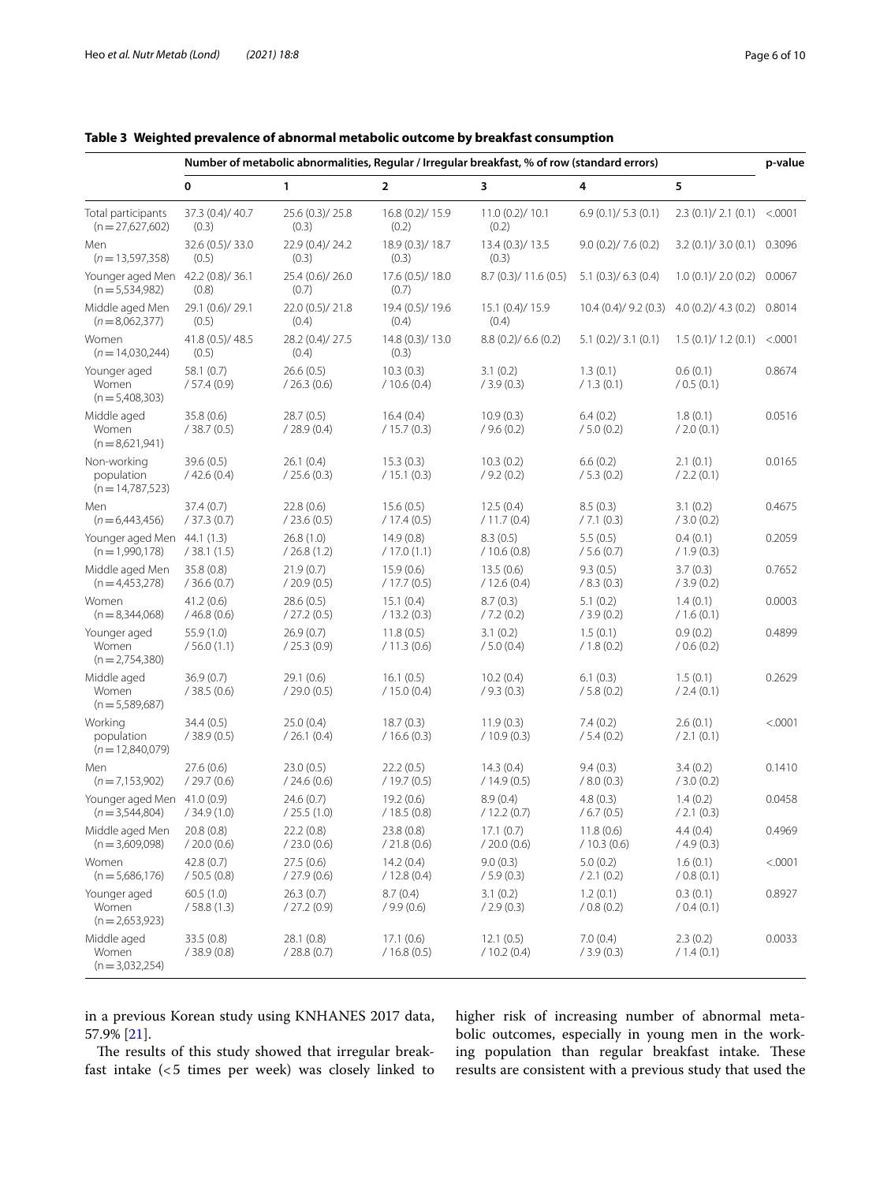**Table 3 Weighted prevalence of abnormal metabolic outcome by breakfast consumption**

| | Number of metabolic abnormalities, Regular / Irregular breakfast, % of row (standard errors) | | | | | | p-value |
|---|---|---|---|---|---|---|---|
| | 0 | 1 | 2 | 3 | 4 | 5 | |
| Total participants (n = 27,627,602) | 37.3 (0.4)/ 40.7 (0.3) | 25.6 (0.3)/ 25.8 (0.3) | 16.8 (0.2)/ 15.9 (0.2) | 11.0 (0.2)/ 10.1 (0.2) | 6.9 (0.1)/ 5.3 (0.1) | 2.3 (0.1)/ 2.1 (0.1) | <.0001 |
| Men (n = 13,597,358) | 32.6 (0.5)/ 33.0 (0.5) | 22.9 (0.4)/ 24.2 (0.3) | 18.9 (0.3)/ 18.7 (0.3) | 13.4 (0.3)/ 13.5 (0.3) | 9.0 (0.2)/ 7.6 (0.2) | 3.2 (0.1)/ 3.0 (0.1) | 0.3096 |
| Younger aged Men (n = 5,534,982) | 42.2 (0.8)/ 36.1 (0.8) | 25.4 (0.6)/ 26.0 (0.7) | 17.6 (0.5)/ 18.0 (0.7) | 8.7 (0.3)/ 11.6 (0.5) | 5.1 (0.3)/ 6.3 (0.4) | 1.0 (0.1)/ 2.0 (0.2) | 0.0067 |
| Middle aged Men (n = 8,062,377) | 29.1 (0.6)/ 29.1 (0.5) | 22.0 (0.5)/ 21.8 (0.4) | 19.4 (0.5)/ 19.6 (0.4) | 15.1 (0.4)/ 15.9 (0.4) | 10.4 (0.4)/ 9.2 (0.3) | 4.0 (0.2)/ 4.3 (0.2) | 0.8014 |
| Women (n = 14,030,244) | 41.8 (0.5)/ 48.5 (0.5) | 28.2 (0.4)/ 27.5 (0.4) | 14.8 (0.3)/ 13.0 (0.3) | 8.8 (0.2)/ 6.6 (0.2) | 5.1 (0.2)/ 3.1 (0.1) | 1.5 (0.1)/ 1.2 (0.1) | <.0001 |
| Younger aged Women (n = 5,408,303) | 58.1 (0.7) / 57.4 (0.9) | 26.6 (0.5) / 26.3 (0.6) | 10.3 (0.3) / 10.6 (0.4) | 3.1 (0.2) / 3.9 (0.3) | 1.3 (0.1) / 1.3 (0.1) | 0.6 (0.1) / 0.5 (0.1) | 0.8674 |
| Middle aged Women (n = 8,621,941) | 35.8 (0.6) / 38.7 (0.5) | 28.7 (0.5) / 28.9 (0.4) | 16.4 (0.4) / 15.7 (0.3) | 10.9 (0.3) / 9.6 (0.2) | 6.4 (0.2) / 5.0 (0.2) | 1.8 (0.1) / 2.0 (0.1) | 0.0516 |
| Non-working population (n = 14,787,523) | 39.6 (0.5) / 42.6 (0.4) | 26.1 (0.4) / 25.6 (0.3) | 15.3 (0.3) / 15.1 (0.3) | 10.3 (0.2) / 9.2 (0.2) | 6.6 (0.2) / 5.3 (0.2) | 2.1 (0.1) / 2.2 (0.1) | 0.0165 |
| Men (n = 6,443,456) | 37.4 (0.7) / 37.3 (0.7) | 22.8 (0.6) / 23.6 (0.5) | 15.6 (0.5) / 17.4 (0.5) | 12.5 (0.4) / 11.7 (0.4) | 8.5 (0.3) / 7.1 (0.3) | 3.1 (0.2) / 3.0 (0.2) | 0.4675 |
| Younger aged Men (n = 1,990,178) | 44.1 (1.3) / 38.1 (1.5) | 26.8 (1.0) / 26.8 (1.2) | 14.9 (0.8) / 17.0 (1.1) | 8.3 (0.5) / 10.6 (0.8) | 5.5 (0.5) / 5.6 (0.7) | 0.4 (0.1) / 1.9 (0.3) | 0.2059 |
| Middle aged Men (n = 4,453,278) | 35.8 (0.8) / 36.6 (0.7) | 21.9 (0.7) / 20.9 (0.5) | 15.9 (0.6) / 17.7 (0.5) | 13.5 (0.6) / 12.6 (0.4) | 9.3 (0.5) / 8.3 (0.3) | 3.7 (0.3) / 3.9 (0.2) | 0.7652 |
| Women (n = 8,344,068) | 41.2 (0.6) / 46.8 (0.6) | 28.6 (0.5) / 27.2 (0.5) | 15.1 (0.4) / 13.2 (0.3) | 8.7 (0.3) / 7.2 (0.2) | 5.1 (0.2) / 3.9 (0.2) | 1.4 (0.1) / 1.6 (0.1) | 0.0003 |
| Younger aged Women (n = 2,754,380) | 55.9 (1.0) / 56.0 (1.1) | 26.9 (0.7) / 25.3 (0.9) | 11.8 (0.5) / 11.3 (0.6) | 3.1 (0.2) / 5.0 (0.4) | 1.5 (0.1) / 1.8 (0.2) | 0.9 (0.2) / 0.6 (0.2) | 0.4899 |
| Middle aged Women (n = 5,589,687) | 36.9 (0.7) / 38.5 (0.6) | 29.1 (0.6) / 29.0 (0.5) | 16.1 (0.5) / 15.0 (0.4) | 10.2 (0.4) / 9.3 (0.3) | 6.1 (0.3) / 5.8 (0.2) | 1.5 (0.1) / 2.4 (0.1) | 0.2629 |
| Working population (n = 12,840,079) | 34.4 (0.5) / 38.9 (0.5) | 25.0 (0.4) / 26.1 (0.4) | 18.7 (0.3) / 16.6 (0.3) | 11.9 (0.3) / 10.9 (0.3) | 7.4 (0.2) / 5.4 (0.2) | 2.6 (0.1) / 2.1 (0.1) | <.0001 |
| Men (n = 7,153,902) | 27.6 (0.6) / 29.7 (0.6) | 23.0 (0.5) / 24.6 (0.6) | 22.2 (0.5) / 19.7 (0.5) | 14.3 (0.4) / 14.9 (0.5) | 9.4 (0.3) / 8.0 (0.3) | 3.4 (0.2) / 3.0 (0.2) | 0.1410 |
| Younger aged Men (n = 3,544,804) | 41.0 (0.9) / 34.9 (1.0) | 24.6 (0.7) / 25.5 (1.0) | 19.2 (0.6) / 18.5 (0.8) | 8.9 (0.4) / 12.2 (0.7) | 4.8 (0.3) / 6.7 (0.5) | 1.4 (0.2) / 2.1 (0.3) | 0.0458 |
| Middle aged Men (n = 3,609,098) | 20.8 (0.8) / 20.0 (0.6) | 22.2 (0.8) / 23.0 (0.6) | 23.8 (0.8) / 21.8 (0.6) | 17.1 (0.7) / 20.0 (0.6) | 11.8 (0.6) / 10.3 (0.6) | 4.4 (0.4) / 4.9 (0.3) | 0.4969 |
| Women (n = 5,686,176) | 42.8 (0.7) / 50.5 (0.8) | 27.5 (0.6) / 27.9 (0.6) | 14.2 (0.4) / 12.8 (0.4) | 9.0 (0.3) / 5.9 (0.3) | 5.0 (0.2) / 2.1 (0.2) | 1.6 (0.1) / 0.8 (0.1) | <.0001 |
| Younger aged Women (n = 2,653,923) | 60.5 (1.0) / 58.8 (1.3) | 26.3 (0.7) / 27.2 (0.9) | 8.7 (0.4) / 9.9 (0.6) | 3.1 (0.2) / 2.9 (0.3) | 1.2 (0.1) / 0.8 (0.2) | 0.3 (0.1) / 0.4 (0.1) | 0.8927 |
| Middle aged Women (n = 3,032,254) | 33.5 (0.8) / 38.9 (0.8) | 28.1 (0.8) / 28.8 (0.7) | 17.1 (0.6) / 16.8 (0.5) | 12.1 (0.5) / 10.2 (0.4) | 7.0 (0.4) / 3.9 (0.3) | 2.3 (0.2) / 1.4 (0.1) | 0.0033 |

in a previous Korean study using KNHANES 2017 data, 57.9% [21].

The results of this study showed that irregular breakfast intake (<5 times per week) was closely linked to higher risk of increasing number of abnormal metabolic outcomes, especially in young men in the working population than regular breakfast intake. These results are consistent with a previous study that used the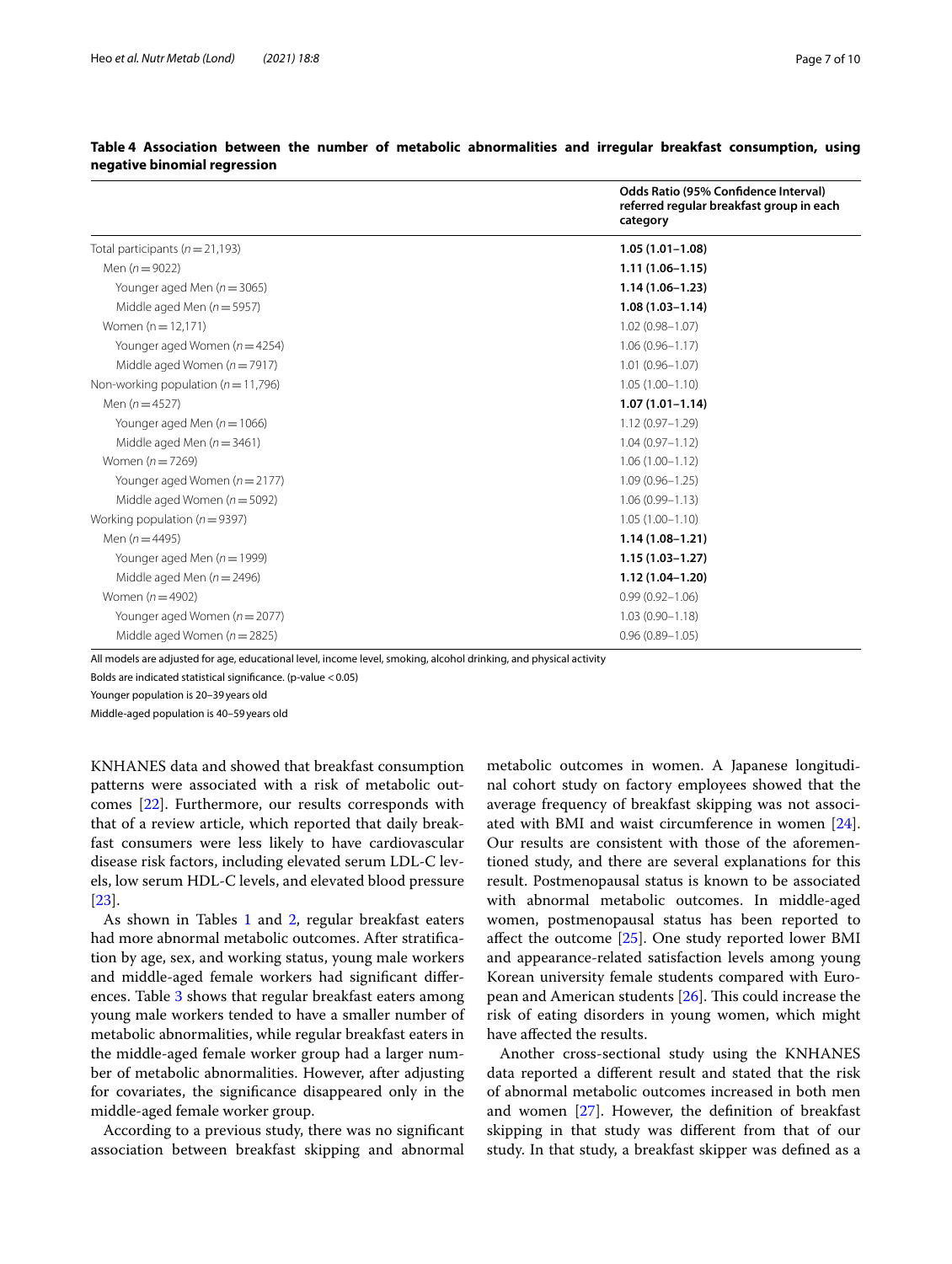**Table 4 Association between the number of metabolic abnormalities and irregular breakfast consumption, using negative binomial regression**

| | Odds Ratio (95% Confidence Interval) referred regular breakfast group in each category |
|---|---|
| Total participants ($n = 21,193$) | **1.05 (1.01–1.08)** |
| Men ($n = 9022$) | **1.11 (1.06–1.15)** |
| Younger aged Men ($n = 3065$) | **1.14 (1.06–1.23)** |
| Middle aged Men ($n = 5957$) | **1.08 (1.03–1.14)** |
| Women (n = 12,171) | 1.02 (0.98–1.07) |
| Younger aged Women ($n = 4254$) | 1.06 (0.96–1.17) |
| Middle aged Women ($n = 7917$) | 1.01 (0.96–1.07) |
| Non-working population ($n = 11,796$) | 1.05 (1.00–1.10) |
| Men ($n = 4527$) | **1.07 (1.01–1.14)** |
| Younger aged Men ($n = 1066$) | 1.12 (0.97–1.29) |
| Middle aged Men ($n = 3461$) | 1.04 (0.97–1.12) |
| Women ($n = 7269$) | 1.06 (1.00–1.12) |
| Younger aged Women ($n = 2177$) | 1.09 (0.96–1.25) |
| Middle aged Women ($n = 5092$) | 1.06 (0.99–1.13) |
| Working population ($n = 9397$) | 1.05 (1.00–1.10) |
| Men ($n = 4495$) | **1.14 (1.08–1.21)** |
| Younger aged Men ($n = 1999$) | **1.15 (1.03–1.27)** |
| Middle aged Men ($n = 2496$) | **1.12 (1.04–1.20)** |
| Women ($n = 4902$) | 0.99 (0.92–1.06) |
| Younger aged Women ($n = 2077$) | 1.03 (0.90–1.18) |
| Middle aged Women ($n = 2825$) | 0.96 (0.89–1.05) |

All models are adjusted for age, educational level, income level, smoking, alcohol drinking, and physical activity

Bolds are indicated statistical significance. ($p$-value < 0.05)

Younger population is 20–39 years old

Middle-aged population is 40–59 years old

KNHANES data and showed that breakfast consumption patterns were associated with a risk of metabolic outcomes [22]. Furthermore, our results corresponds with that of a review article, which reported that daily breakfast consumers were less likely to have cardiovascular disease risk factors, including elevated serum LDL-C levels, low serum HDL-C levels, and elevated blood pressure [23].

As shown in Tables 1 and 2, regular breakfast eaters had more abnormal metabolic outcomes. After stratification by age, sex, and working status, young male workers and middle-aged female workers had significant differences. Table 3 shows that regular breakfast eaters among young male workers tended to have a smaller number of metabolic abnormalities, while regular breakfast eaters in the middle-aged female worker group had a larger number of metabolic abnormalities. However, after adjusting for covariates, the significance disappeared only in the middle-aged female worker group.

According to a previous study, there was no significant association between breakfast skipping and abnormal metabolic outcomes in women. A Japanese longitudinal cohort study on factory employees showed that the average frequency of breakfast skipping was not associated with BMI and waist circumference in women [24]. Our results are consistent with those of the aforementioned study, and there are several explanations for this result. Postmenopausal status is known to be associated with abnormal metabolic outcomes. In middle-aged women, postmenopausal status has been reported to affect the outcome [25]. One study reported lower BMI and appearance-related satisfaction levels among young Korean university female students compared with European and American students [26]. This could increase the risk of eating disorders in young women, which might have affected the results.

Another cross-sectional study using the KNHANES data reported a different result and stated that the risk of abnormal metabolic outcomes increased in both men and women [27]. However, the definition of breakfast skipping in that study was different from that of our study. In that study, a breakfast skipper was defined as a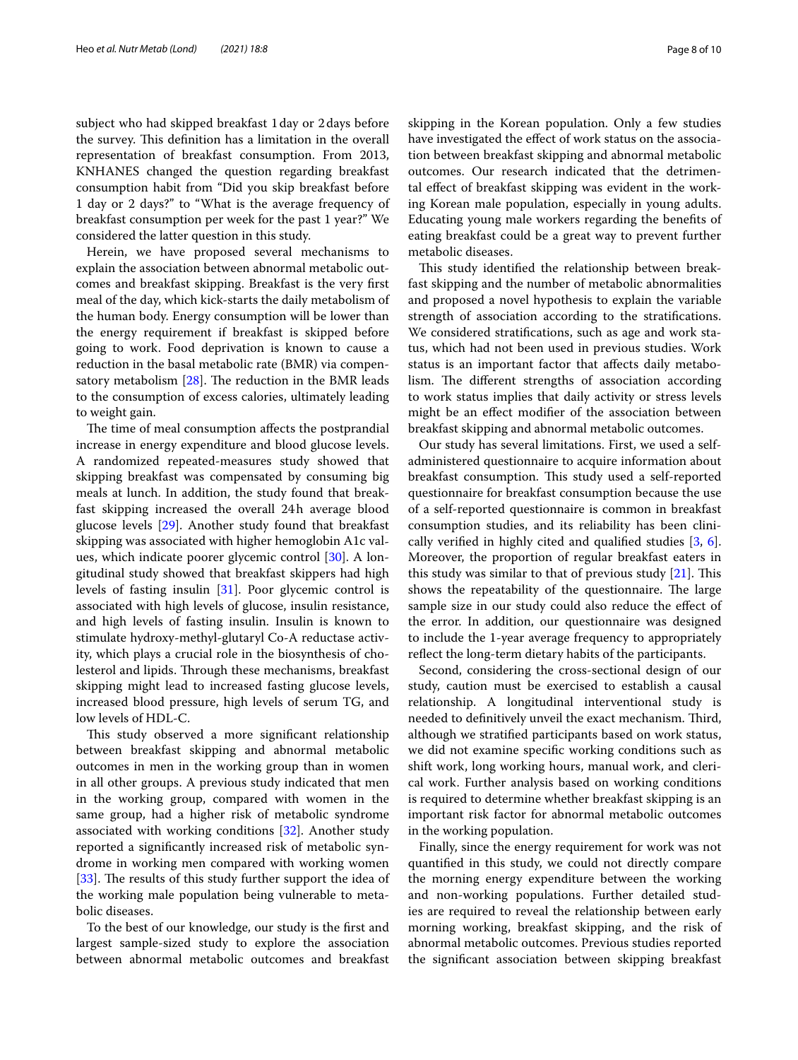subject who had skipped breakfast 1 day or 2 days before the survey. This definition has a limitation in the overall representation of breakfast consumption. From 2013, KNHANES changed the question regarding breakfast consumption habit from "Did you skip breakfast before 1 day or 2 days?" to "What is the average frequency of breakfast consumption per week for the past 1 year?" We considered the latter question in this study.

Herein, we have proposed several mechanisms to explain the association between abnormal metabolic outcomes and breakfast skipping. Breakfast is the very first meal of the day, which kick-starts the daily metabolism of the human body. Energy consumption will be lower than the energy requirement if breakfast is skipped before going to work. Food deprivation is known to cause a reduction in the basal metabolic rate (BMR) via compensatory metabolism [28]. The reduction in the BMR leads to the consumption of excess calories, ultimately leading to weight gain.

The time of meal consumption affects the postprandial increase in energy expenditure and blood glucose levels. A randomized repeated-measures study showed that skipping breakfast was compensated by consuming big meals at lunch. In addition, the study found that breakfast skipping increased the overall 24 h average blood glucose levels [29]. Another study found that breakfast skipping was associated with higher hemoglobin A1c values, which indicate poorer glycemic control [30]. A longitudinal study showed that breakfast skippers had high levels of fasting insulin [31]. Poor glycemic control is associated with high levels of glucose, insulin resistance, and high levels of fasting insulin. Insulin is known to stimulate hydroxy-methyl-glutaryl Co-A reductase activity, which plays a crucial role in the biosynthesis of cholesterol and lipids. Through these mechanisms, breakfast skipping might lead to increased fasting glucose levels, increased blood pressure, high levels of serum TG, and low levels of HDL-C.

This study observed a more significant relationship between breakfast skipping and abnormal metabolic outcomes in men in the working group than in women in all other groups. A previous study indicated that men in the working group, compared with women in the same group, had a higher risk of metabolic syndrome associated with working conditions [32]. Another study reported a significantly increased risk of metabolic syndrome in working men compared with working women [33]. The results of this study further support the idea of the working male population being vulnerable to metabolic diseases.

To the best of our knowledge, our study is the first and largest sample-sized study to explore the association between abnormal metabolic outcomes and breakfast skipping in the Korean population. Only a few studies have investigated the effect of work status on the association between breakfast skipping and abnormal metabolic outcomes. Our research indicated that the detrimental effect of breakfast skipping was evident in the working Korean male population, especially in young adults. Educating young male workers regarding the benefits of eating breakfast could be a great way to prevent further metabolic diseases.

This study identified the relationship between breakfast skipping and the number of metabolic abnormalities and proposed a novel hypothesis to explain the variable strength of association according to the stratifications. We considered stratifications, such as age and work status, which had not been used in previous studies. Work status is an important factor that affects daily metabolism. The different strengths of association according to work status implies that daily activity or stress levels might be an effect modifier of the association between breakfast skipping and abnormal metabolic outcomes.

Our study has several limitations. First, we used a self-administered questionnaire to acquire information about breakfast consumption. This study used a self-reported questionnaire for breakfast consumption because the use of a self-reported questionnaire is common in breakfast consumption studies, and its reliability has been clinically verified in highly cited and qualified studies [3, 6]. Moreover, the proportion of regular breakfast eaters in this study was similar to that of previous study [21]. This shows the repeatability of the questionnaire. The large sample size in our study could also reduce the effect of the error. In addition, our questionnaire was designed to include the 1-year average frequency to appropriately reflect the long-term dietary habits of the participants.

Second, considering the cross-sectional design of our study, caution must be exercised to establish a causal relationship. A longitudinal interventional study is needed to definitively unveil the exact mechanism. Third, although we stratified participants based on work status, we did not examine specific working conditions such as shift work, long working hours, manual work, and clerical work. Further analysis based on working conditions is required to determine whether breakfast skipping is an important risk factor for abnormal metabolic outcomes in the working population.

Finally, since the energy requirement for work was not quantified in this study, we could not directly compare the morning energy expenditure between the working and non-working populations. Further detailed studies are required to reveal the relationship between early morning working, breakfast skipping, and the risk of abnormal metabolic outcomes. Previous studies reported the significant association between skipping breakfast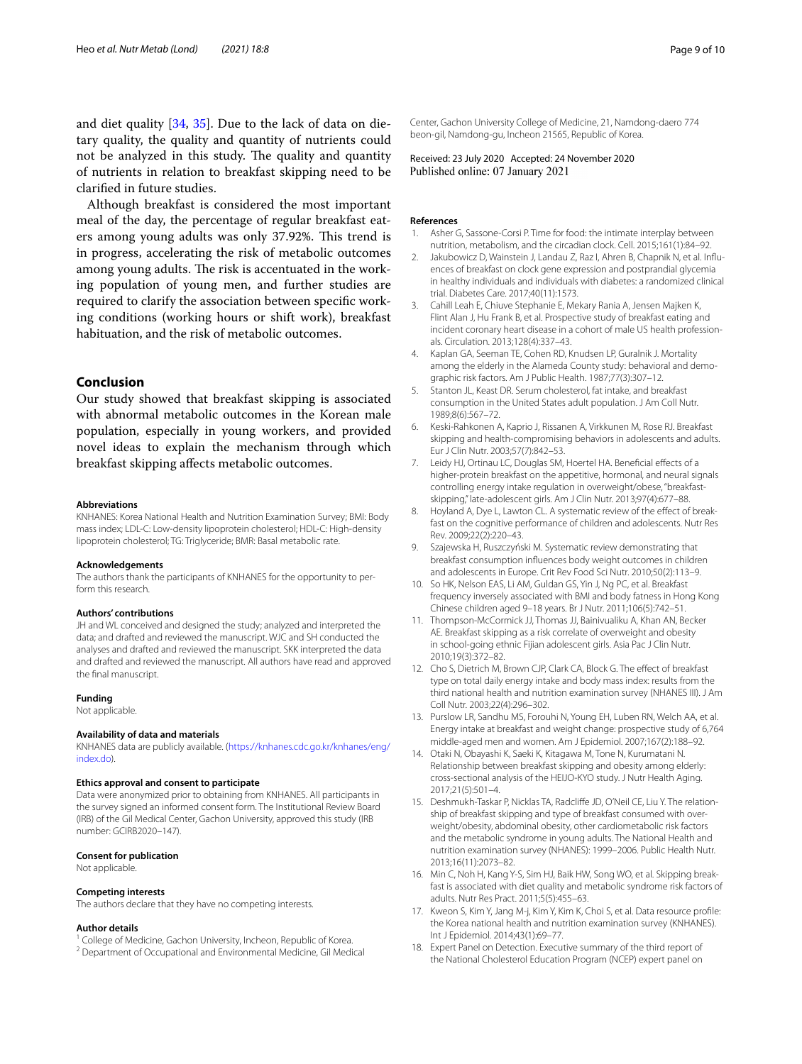and diet quality [34, 35]. Due to the lack of data on dietary quality, the quality and quantity of nutrients could not be analyzed in this study. The quality and quantity of nutrients in relation to breakfast skipping need to be clarified in future studies.

Although breakfast is considered the most important meal of the day, the percentage of regular breakfast eaters among young adults was only 37.92%. This trend is in progress, accelerating the risk of metabolic outcomes among young adults. The risk is accentuated in the working population of young men, and further studies are required to clarify the association between specific working conditions (working hours or shift work), breakfast habituation, and the risk of metabolic outcomes.

## Conclusion

Our study showed that breakfast skipping is associated with abnormal metabolic outcomes in the Korean male population, especially in young workers, and provided novel ideas to explain the mechanism through which breakfast skipping affects metabolic outcomes.

#### Abbreviations

KNHANES: Korea National Health and Nutrition Examination Survey; BMI: Body mass index; LDL-C: Low-density lipoprotein cholesterol; HDL-C: High-density lipoprotein cholesterol; TG: Triglyceride; BMR: Basal metabolic rate.

#### Acknowledgements

The authors thank the participants of KNHANES for the opportunity to perform this research.

#### Authors' contributions

JH and WL conceived and designed the study; analyzed and interpreted the data; and drafted and reviewed the manuscript. WJC and SH conducted the analyses and drafted and reviewed the manuscript. SKK interpreted the data and drafted and reviewed the manuscript. All authors have read and approved the final manuscript.

#### Funding

Not applicable.

#### Availability of data and materials

KNHANES data are publicly available. (https://knhanes.cdc.go.kr/knhanes/eng/index.do).

#### Ethics approval and consent to participate

Data were anonymized prior to obtaining from KNHANES. All participants in the survey signed an informed consent form. The Institutional Review Board (IRB) of the Gil Medical Center, Gachon University, approved this study (IRB number: GCIRB2020–147).

#### Consent for publication

Not applicable.

#### Competing interests

The authors declare that they have no competing interests.

#### Author details

[1] College of Medicine, Gachon University, Incheon, Republic of Korea.
[2] Department of Occupational and Environmental Medicine, Gil Medical Center, Gachon University College of Medicine, 21, Namdong-daero 774 beon-gil, Namdong-gu, Incheon 21565, Republic of Korea.

Received: 23 July 2020 Accepted: 24 November 2020
Published online: 07 January 2021

#### References

1. Asher G, Sassone-Corsi P. Time for food: the intimate interplay between nutrition, metabolism, and the circadian clock. Cell. 2015;161(1):84–92.
2. Jakubowicz D, Wainstein J, Landau Z, Raz I, Ahren B, Chapnik N, et al. Influences of breakfast on clock gene expression and postprandial glycemia in healthy individuals and individuals with diabetes: a randomized clinical trial. Diabetes Care. 2017;40(11):1573.
3. Cahill Leah E, Chiuve Stephanie E, Mekary Rania A, Jensen Majken K, Flint Alan J, Hu Frank B, et al. Prospective study of breakfast eating and incident coronary heart disease in a cohort of male US health professionals. Circulation. 2013;128(4):337–43.
4. Kaplan GA, Seeman TE, Cohen RD, Knudsen LP, Guralnik J. Mortality among the elderly in the Alameda County study: behavioral and demographic risk factors. Am J Public Health. 1987;77(3):307–12.
5. Stanton JL, Keast DR. Serum cholesterol, fat intake, and breakfast consumption in the United States adult population. J Am Coll Nutr. 1989;8(6):567–72.
6. Keski-Rahkonen A, Kaprio J, Rissanen A, Virkkunen M, Rose RJ. Breakfast skipping and health-compromising behaviors in adolescents and adults. Eur J Clin Nutr. 2003;57(7):842–53.
7. Leidy HJ, Ortinau LC, Douglas SM, Hoertel HA. Beneficial effects of a higher-protein breakfast on the appetitive, hormonal, and neural signals controlling energy intake regulation in overweight/obese, "breakfast-skipping," late-adolescent girls. Am J Clin Nutr. 2013;97(4):677–88.
8. Hoyland A, Dye L, Lawton CL. A systematic review of the effect of breakfast on the cognitive performance of children and adolescents. Nutr Res Rev. 2009;22(2):220–43.
9. Szajewska H, Ruszczyński M. Systematic review demonstrating that breakfast consumption influences body weight outcomes in children and adolescents in Europe. Crit Rev Food Sci Nutr. 2010;50(2):113–9.
10. So HK, Nelson EAS, Li AM, Guldan GS, Yin J, Ng PC, et al. Breakfast frequency inversely associated with BMI and body fatness in Hong Kong Chinese children aged 9–18 years. Br J Nutr. 2011;106(5):742–51.
11. Thompson-McCormick JJ, Thomas JJ, Bainivualiku A, Khan AN, Becker AE. Breakfast skipping as a risk correlate of overweight and obesity in school-going ethnic Fijian adolescent girls. Asia Pac J Clin Nutr. 2010;19(3):372–82.
12. Cho S, Dietrich M, Brown CJP, Clark CA, Block G. The effect of breakfast type on total daily energy intake and body mass index: results from the third national health and nutrition examination survey (NHANES III). J Am Coll Nutr. 2003;22(4):296–302.
13. Purslow LR, Sandhu MS, Forouhi N, Young EH, Luben RN, Welch AA, et al. Energy intake at breakfast and weight change: prospective study of 6,764 middle-aged men and women. Am J Epidemiol. 2007;167(2):188–92.
14. Otaki N, Obayashi K, Saeki K, Kitagawa M, Tone N, Kurumatani N. Relationship between breakfast skipping and obesity among elderly: cross-sectional analysis of the HEIJO-KYO study. J Nutr Health Aging. 2017;21(5):501–4.
15. Deshmukh-Taskar P, Nicklas TA, Radcliffe JD, O'Neil CE, Liu Y. The relationship of breakfast skipping and type of breakfast consumed with overweight/obesity, abdominal obesity, other cardiometabolic risk factors and the metabolic syndrome in young adults. The National Health and nutrition examination survey (NHANES): 1999–2006. Public Health Nutr. 2013;16(11):2073–82.
16. Min C, Noh H, Kang Y-S, Sim HJ, Baik HW, Song WO, et al. Skipping breakfast is associated with diet quality and metabolic syndrome risk factors of adults. Nutr Res Pract. 2011;5(5):455–63.
17. Kweon S, Kim Y, Jang M-j, Kim Y, Kim K, Choi S, et al. Data resource profile: the Korea national health and nutrition examination survey (KNHANES). Int J Epidemiol. 2014;43(1):69–77.
18. Expert Panel on Detection. Executive summary of the third report of the National Cholesterol Education Program (NCEP) expert panel on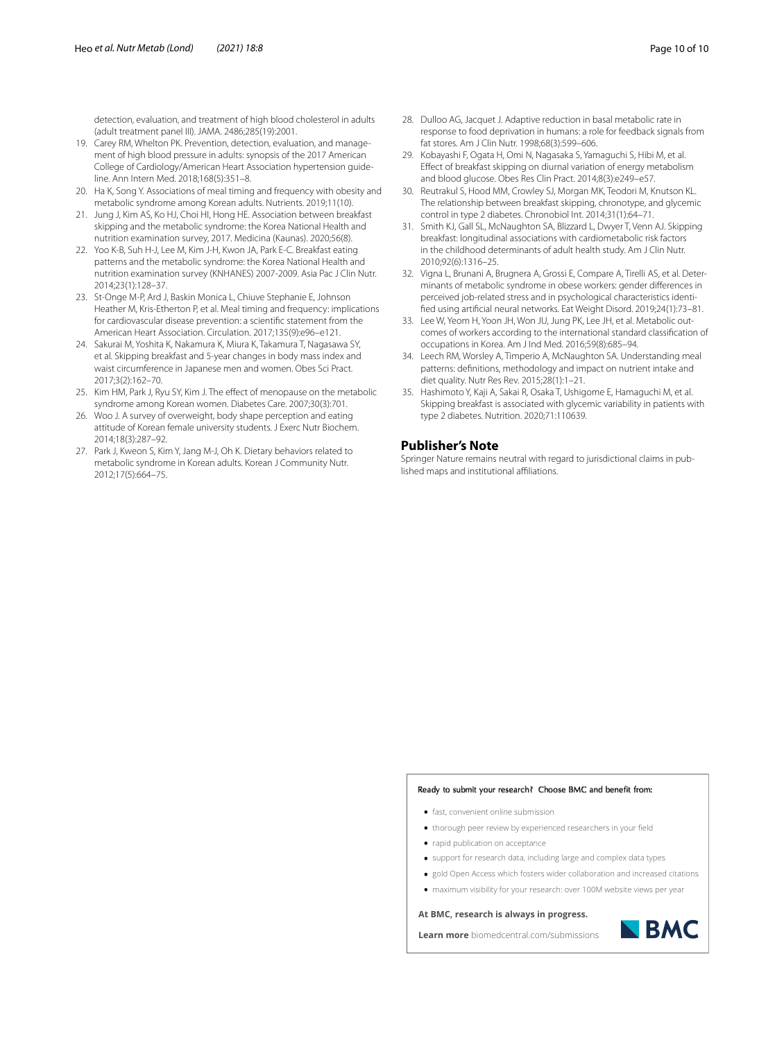detection, evaluation, and treatment of high blood cholesterol in adults (adult treatment panel III). JAMA. 2486;285(19):2001.

19. Carey RM, Whelton PK. Prevention, detection, evaluation, and management of high blood pressure in adults: synopsis of the 2017 American College of Cardiology/American Heart Association hypertension guideline. Ann Intern Med. 2018;168(5):351–8.
20. Ha K, Song Y. Associations of meal timing and frequency with obesity and metabolic syndrome among Korean adults. Nutrients. 2019;11(10).
21. Jung J, Kim AS, Ko HJ, Choi HI, Hong HE. Association between breakfast skipping and the metabolic syndrome: the Korea National Health and nutrition examination survey, 2017. Medicina (Kaunas). 2020;56(8).
22. Yoo K-B, Suh H-J, Lee M, Kim J-H, Kwon JA, Park E-C. Breakfast eating patterns and the metabolic syndrome: the Korea National Health and nutrition examination survey (KNHANES) 2007-2009. Asia Pac J Clin Nutr. 2014;23(1):128–37.
23. St-Onge M-P, Ard J, Baskin Monica L, Chiuve Stephanie E, Johnson Heather M, Kris-Etherton P, et al. Meal timing and frequency: implications for cardiovascular disease prevention: a scientific statement from the American Heart Association. Circulation. 2017;135(9):e96–e121.
24. Sakurai M, Yoshita K, Nakamura K, Miura K, Takamura T, Nagasawa SY, et al. Skipping breakfast and 5-year changes in body mass index and waist circumference in Japanese men and women. Obes Sci Pract. 2017;3(2):162–70.
25. Kim HM, Park J, Ryu SY, Kim J. The effect of menopause on the metabolic syndrome among Korean women. Diabetes Care. 2007;30(3):701.
26. Woo J. A survey of overweight, body shape perception and eating attitude of Korean female university students. J Exerc Nutr Biochem. 2014;18(3):287–92.
27. Park J, Kweon S, Kim Y, Jang M-J, Oh K. Dietary behaviors related to metabolic syndrome in Korean adults. Korean J Community Nutr. 2012;17(5):664–75.
28. Dulloo AG, Jacquet J. Adaptive reduction in basal metabolic rate in response to food deprivation in humans: a role for feedback signals from fat stores. Am J Clin Nutr. 1998;68(3):599–606.
29. Kobayashi F, Ogata H, Omi N, Nagasaka S, Yamaguchi S, Hibi M, et al. Effect of breakfast skipping on diurnal variation of energy metabolism and blood glucose. Obes Res Clin Pract. 2014;8(3):e249–e57.
30. Reutrakul S, Hood MM, Crowley SJ, Morgan MK, Teodori M, Knutson KL. The relationship between breakfast skipping, chronotype, and glycemic control in type 2 diabetes. Chronobiol Int. 2014;31(1):64–71.
31. Smith KJ, Gall SL, McNaughton SA, Blizzard L, Dwyer T, Venn AJ. Skipping breakfast: longitudinal associations with cardiometabolic risk factors in the childhood determinants of adult health study. Am J Clin Nutr. 2010;92(6):1316–25.
32. Vigna L, Brunani A, Brugnera A, Grossi E, Compare A, Tirelli AS, et al. Determinants of metabolic syndrome in obese workers: gender differences in perceived job-related stress and in psychological characteristics identified using artificial neural networks. Eat Weight Disord. 2019;24(1):73–81.
33. Lee W, Yeom H, Yoon JH, Won JU, Jung PK, Lee JH, et al. Metabolic outcomes of workers according to the international standard classification of occupations in Korea. Am J Ind Med. 2016;59(8):685–94.
34. Leech RM, Worsley A, Timperio A, McNaughton SA. Understanding meal patterns: definitions, methodology and impact on nutrient intake and diet quality. Nutr Res Rev. 2015;28(1):1–21.
35. Hashimoto Y, Kaji A, Sakai R, Osaka T, Ushigome E, Hamaguchi M, et al. Skipping breakfast is associated with glycemic variability in patients with type 2 diabetes. Nutrition. 2020;71:110639.

## Publisher's Note

Springer Nature remains neutral with regard to jurisdictional claims in published maps and institutional affiliations.

Ready to submit your research? Choose BMC and benefit from:

- fast, convenient online submission
- thorough peer review by experienced researchers in your field
- rapid publication on acceptance
- support for research data, including large and complex data types
- gold Open Access which fosters wider collaboration and increased citations
- maximum visibility for your research: over 100M website views per year

**At BMC, research is always in progress.**

**Learn more** biomedcentral.com/submissions

BMC